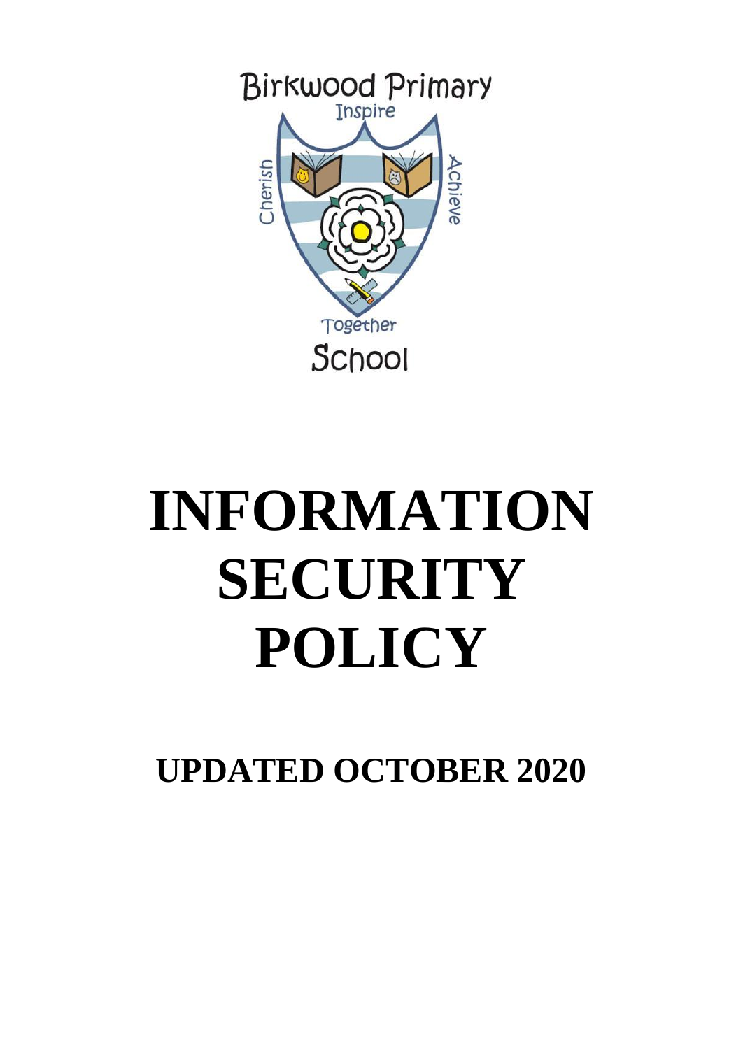Birkwood Primary

Inspire

Cherish

Achieve

Together

School

# INFORMATION SECURITY POLICY

## UPDATED OCTOBER 2020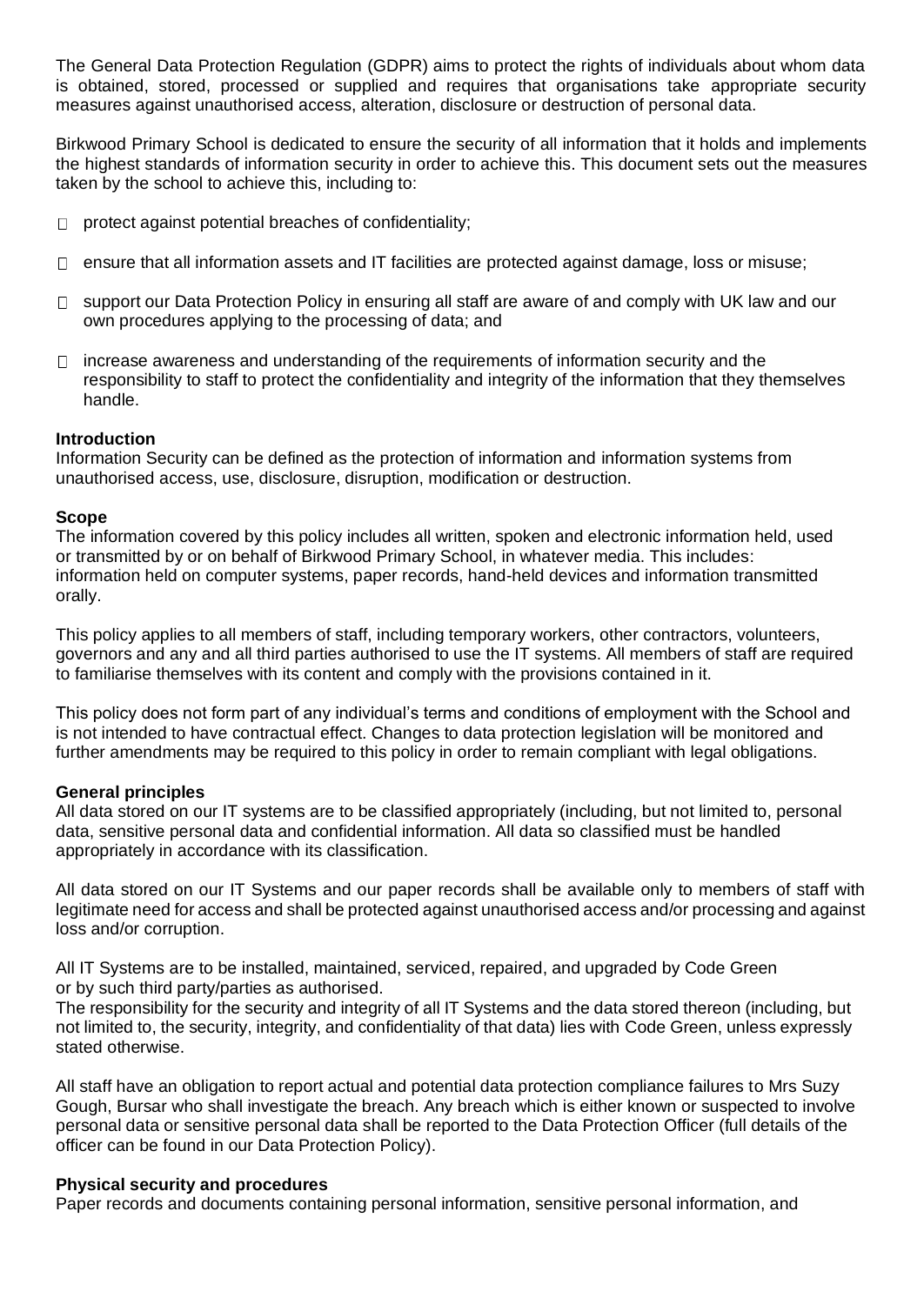The General Data Protection Regulation (GDPR) aims to protect the rights of individuals about whom data is obtained, stored, processed or supplied and requires that organisations take appropriate security measures against unauthorised access, alteration, disclosure or destruction of personal data.

Birkwood Primary School is dedicated to ensure the security of all information that it holds and implements the highest standards of information security in order to achieve this. This document sets out the measures taken by the school to achieve this, including to:

- protect against potential breaches of confidentiality;
- ensure that all information assets and IT facilities are protected against damage, loss or misuse;
- support our Data Protection Policy in ensuring all staff are aware of and comply with UK law and our own procedures applying to the processing of data; and
- increase awareness and understanding of the requirements of information security and the responsibility to staff to protect the confidentiality and integrity of the information that they themselves handle.

**Introduction**

Information Security can be defined as the protection of information and information systems from unauthorised access, use, disclosure, disruption, modification or destruction.

**Scope**

The information covered by this policy includes all written, spoken and electronic information held, used or transmitted by or on behalf of Birkwood Primary School, in whatever media. This includes: information held on computer systems, paper records, hand-held devices and information transmitted orally.

This policy applies to all members of staff, including temporary workers, other contractors, volunteers, governors and any and all third parties authorised to use the IT systems. All members of staff are required to familiarise themselves with its content and comply with the provisions contained in it.

This policy does not form part of any individual's terms and conditions of employment with the School and is not intended to have contractual effect. Changes to data protection legislation will be monitored and further amendments may be required to this policy in order to remain compliant with legal obligations.

**General principles**

All data stored on our IT systems are to be classified appropriately (including, but not limited to, personal data, sensitive personal data and confidential information. All data so classified must be handled appropriately in accordance with its classification.

All data stored on our IT Systems and our paper records shall be available only to members of staff with legitimate need for access and shall be protected against unauthorised access and/or processing and against loss and/or corruption.

All IT Systems are to be installed, maintained, serviced, repaired, and upgraded by Code Green or by such third party/parties as authorised.
The responsibility for the security and integrity of all IT Systems and the data stored thereon (including, but not limited to, the security, integrity, and confidentiality of that data) lies with Code Green, unless expressly stated otherwise.

All staff have an obligation to report actual and potential data protection compliance failures to Mrs Suzy Gough, Bursar who shall investigate the breach. Any breach which is either known or suspected to involve personal data or sensitive personal data shall be reported to the Data Protection Officer (full details of the officer can be found in our Data Protection Policy).

**Physical security and procedures**

Paper records and documents containing personal information, sensitive personal information, and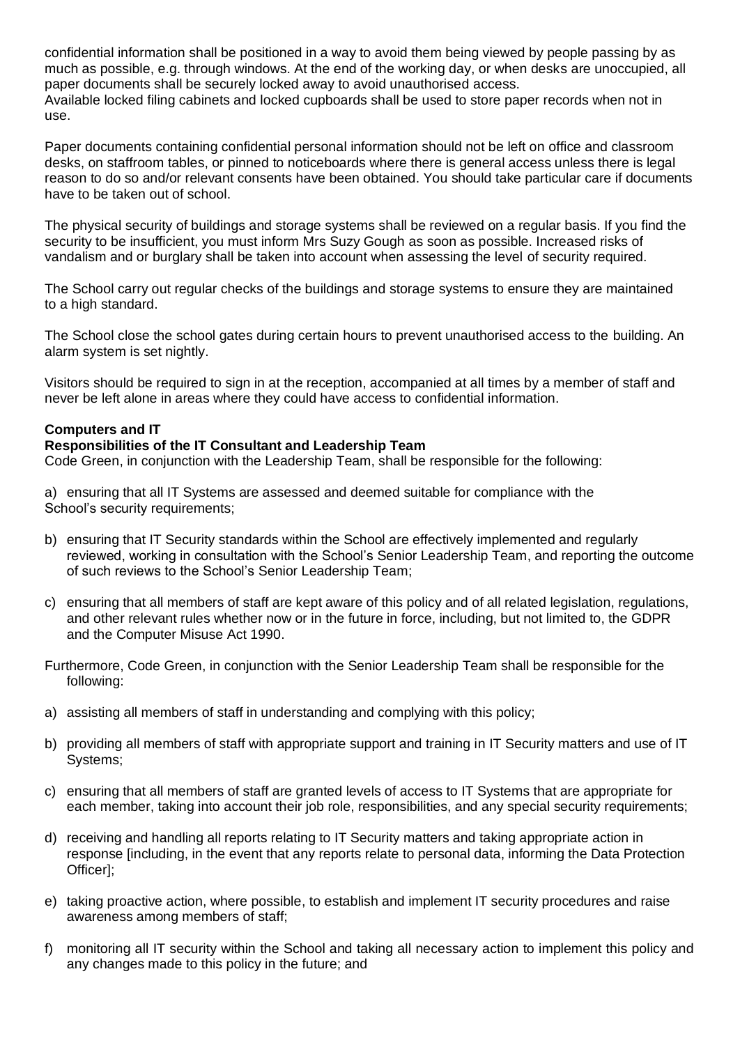confidential information shall be positioned in a way to avoid them being viewed by people passing by as much as possible, e.g. through windows. At the end of the working day, or when desks are unoccupied, all paper documents shall be securely locked away to avoid unauthorised access.
Available locked filing cabinets and locked cupboards shall be used to store paper records when not in use.

Paper documents containing confidential personal information should not be left on office and classroom desks, on staffroom tables, or pinned to noticeboards where there is general access unless there is legal reason to do so and/or relevant consents have been obtained. You should take particular care if documents have to be taken out of school.

The physical security of buildings and storage systems shall be reviewed on a regular basis. If you find the security to be insufficient, you must inform Mrs Suzy Gough as soon as possible. Increased risks of vandalism and or burglary shall be taken into account when assessing the level of security required.

The School carry out regular checks of the buildings and storage systems to ensure they are maintained to a high standard.

The School close the school gates during certain hours to prevent unauthorised access to the building. An alarm system is set nightly.

Visitors should be required to sign in at the reception, accompanied at all times by a member of staff and never be left alone in areas where they could have access to confidential information.

**Computers and IT**

**Responsibilities of the IT Consultant and Leadership Team**

Code Green, in conjunction with the Leadership Team, shall be responsible for the following:

a) ensuring that all IT Systems are assessed and deemed suitable for compliance with the School's security requirements;

b) ensuring that IT Security standards within the School are effectively implemented and regularly reviewed, working in consultation with the School's Senior Leadership Team, and reporting the outcome of such reviews to the School's Senior Leadership Team;

c) ensuring that all members of staff are kept aware of this policy and of all related legislation, regulations, and other relevant rules whether now or in the future in force, including, but not limited to, the GDPR and the Computer Misuse Act 1990.

Furthermore, Code Green, in conjunction with the Senior Leadership Team shall be responsible for the following:

a) assisting all members of staff in understanding and complying with this policy;

b) providing all members of staff with appropriate support and training in IT Security matters and use of IT Systems;

c) ensuring that all members of staff are granted levels of access to IT Systems that are appropriate for each member, taking into account their job role, responsibilities, and any special security requirements;

d) receiving and handling all reports relating to IT Security matters and taking appropriate action in response [including, in the event that any reports relate to personal data, informing the Data Protection Officer];

e) taking proactive action, where possible, to establish and implement IT security procedures and raise awareness among members of staff;

f) monitoring all IT security within the School and taking all necessary action to implement this policy and any changes made to this policy in the future; and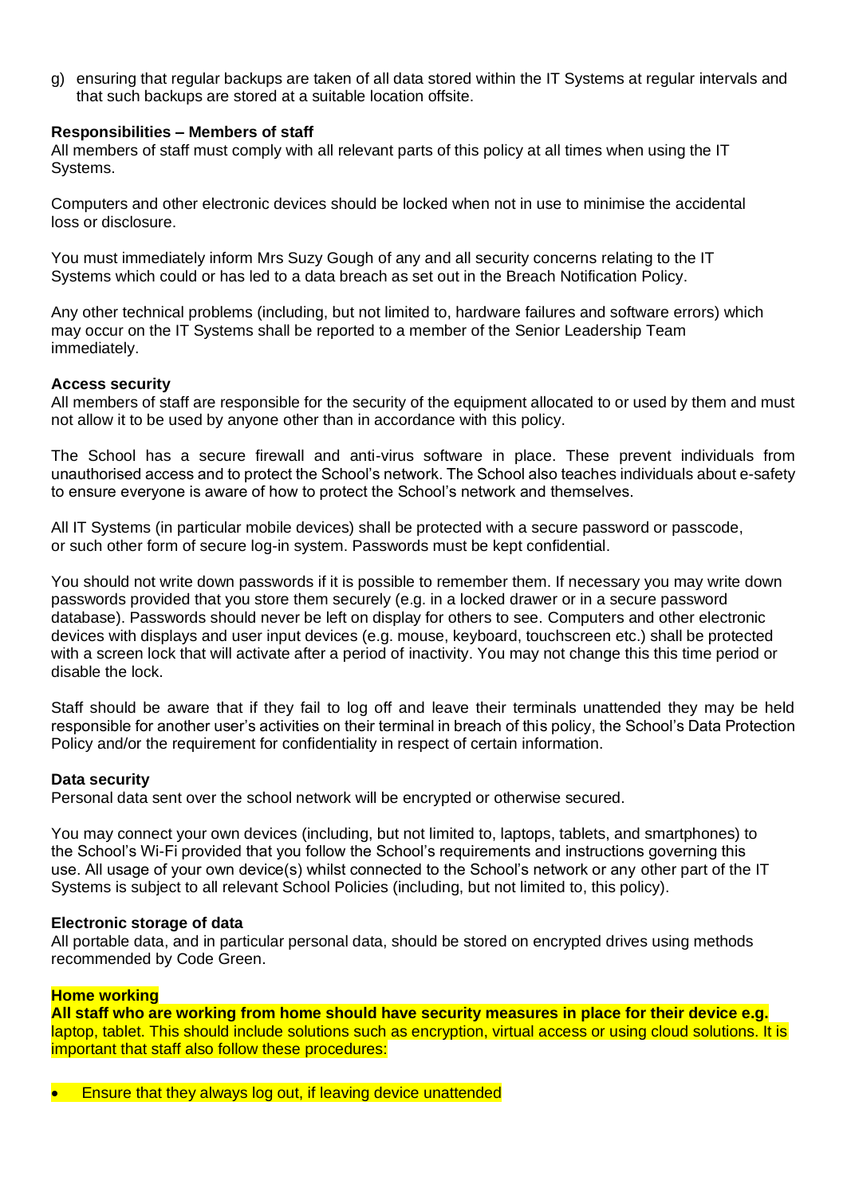g) ensuring that regular backups are taken of all data stored within the IT Systems at regular intervals and that such backups are stored at a suitable location offsite.

**Responsibilities – Members of staff**

All members of staff must comply with all relevant parts of this policy at all times when using the IT Systems.

Computers and other electronic devices should be locked when not in use to minimise the accidental loss or disclosure.

You must immediately inform Mrs Suzy Gough of any and all security concerns relating to the IT Systems which could or has led to a data breach as set out in the Breach Notification Policy.

Any other technical problems (including, but not limited to, hardware failures and software errors) which may occur on the IT Systems shall be reported to a member of the Senior Leadership Team immediately.

**Access security**

All members of staff are responsible for the security of the equipment allocated to or used by them and must not allow it to be used by anyone other than in accordance with this policy.

The School has a secure firewall and anti-virus software in place. These prevent individuals from unauthorised access and to protect the School's network. The School also teaches individuals about e-safety to ensure everyone is aware of how to protect the School's network and themselves.

All IT Systems (in particular mobile devices) shall be protected with a secure password or passcode, or such other form of secure log-in system. Passwords must be kept confidential.

You should not write down passwords if it is possible to remember them. If necessary you may write down passwords provided that you store them securely (e.g. in a locked drawer or in a secure password database). Passwords should never be left on display for others to see. Computers and other electronic devices with displays and user input devices (e.g. mouse, keyboard, touchscreen etc.) shall be protected with a screen lock that will activate after a period of inactivity. You may not change this this time period or disable the lock.

Staff should be aware that if they fail to log off and leave their terminals unattended they may be held responsible for another user's activities on their terminal in breach of this policy, the School's Data Protection Policy and/or the requirement for confidentiality in respect of certain information.

**Data security**

Personal data sent over the school network will be encrypted or otherwise secured.

You may connect your own devices (including, but not limited to, laptops, tablets, and smartphones) to the School's Wi-Fi provided that you follow the School's requirements and instructions governing this use. All usage of your own device(s) whilst connected to the School's network or any other part of the IT Systems is subject to all relevant School Policies (including, but not limited to, this policy).

**Electronic storage of data**

All portable data, and in particular personal data, should be stored on encrypted drives using methods recommended by Code Green.

**Home working**

**All staff who are working from home should have security measures in place for their device e.g.** laptop, tablet. This should include solutions such as encryption, virtual access or using cloud solutions. It is important that staff also follow these procedures:

- Ensure that they always log out, if leaving device unattended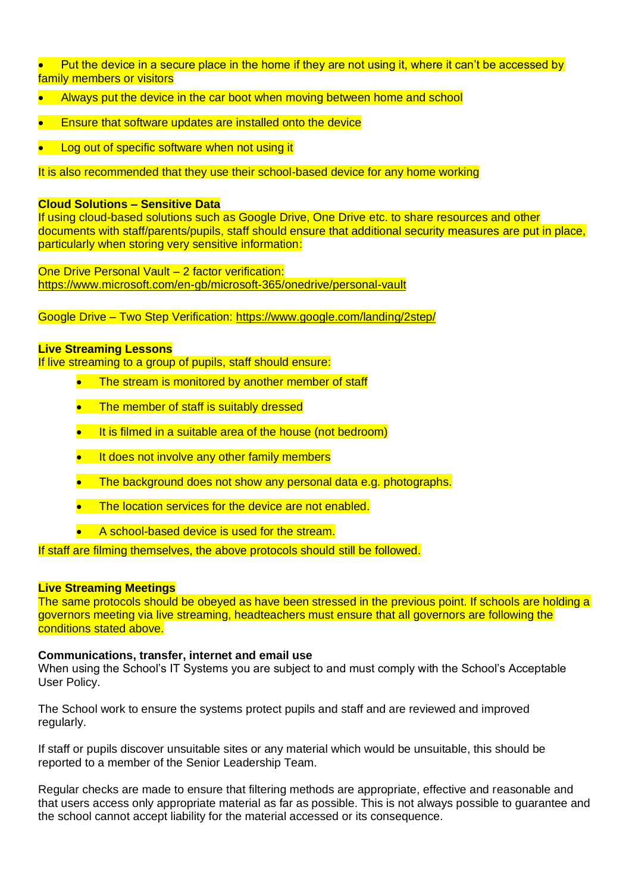- Put the device in a secure place in the home if they are not using it, where it can't be accessed by family members or visitors
- Always put the device in the car boot when moving between home and school
- Ensure that software updates are installed onto the device
- Log out of specific software when not using it

It is also recommended that they use their school-based device for any home working

**Cloud Solutions – Sensitive Data**
If using cloud-based solutions such as Google Drive, One Drive etc. to share resources and other documents with staff/parents/pupils, staff should ensure that additional security measures are put in place, particularly when storing very sensitive information:

One Drive Personal Vault – 2 factor verification:
https://www.microsoft.com/en-gb/microsoft-365/onedrive/personal-vault

Google Drive – Two Step Verification: https://www.google.com/landing/2step/

**Live Streaming Lessons**
If live streaming to a group of pupils, staff should ensure:

- The stream is monitored by another member of staff
- The member of staff is suitably dressed
- It is filmed in a suitable area of the house (not bedroom)
- It does not involve any other family members
- The background does not show any personal data e.g. photographs.
- The location services for the device are not enabled.
- A school-based device is used for the stream.

If staff are filming themselves, the above protocols should still be followed.

**Live Streaming Meetings**
The same protocols should be obeyed as have been stressed in the previous point. If schools are holding a governors meeting via live streaming, headteachers must ensure that all governors are following the conditions stated above.

**Communications, transfer, internet and email use**
When using the School's IT Systems you are subject to and must comply with the School's Acceptable User Policy.

The School work to ensure the systems protect pupils and staff and are reviewed and improved regularly.

If staff or pupils discover unsuitable sites or any material which would be unsuitable, this should be reported to a member of the Senior Leadership Team.

Regular checks are made to ensure that filtering methods are appropriate, effective and reasonable and that users access only appropriate material as far as possible. This is not always possible to guarantee and the school cannot accept liability for the material accessed or its consequence.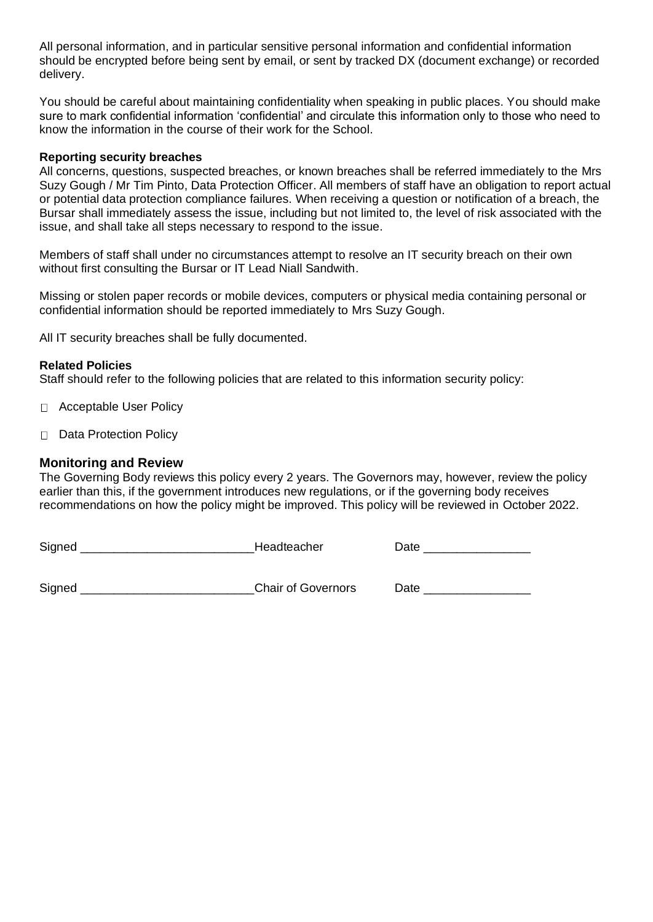All personal information, and in particular sensitive personal information and confidential information should be encrypted before being sent by email, or sent by tracked DX (document exchange) or recorded delivery.

You should be careful about maintaining confidentiality when speaking in public places. You should make sure to mark confidential information 'confidential' and circulate this information only to those who need to know the information in the course of their work for the School.

**Reporting security breaches**

All concerns, questions, suspected breaches, or known breaches shall be referred immediately to the Mrs Suzy Gough / Mr Tim Pinto, Data Protection Officer. All members of staff have an obligation to report actual or potential data protection compliance failures. When receiving a question or notification of a breach, the Bursar shall immediately assess the issue, including but not limited to, the level of risk associated with the issue, and shall take all steps necessary to respond to the issue.

Members of staff shall under no circumstances attempt to resolve an IT security breach on their own without first consulting the Bursar or IT Lead Niall Sandwith.

Missing or stolen paper records or mobile devices, computers or physical media containing personal or confidential information should be reported immediately to Mrs Suzy Gough.

All IT security breaches shall be fully documented.

**Related Policies**

Staff should refer to the following policies that are related to this information security policy:

- Acceptable User Policy
- Data Protection Policy

## Monitoring and Review

The Governing Body reviews this policy every 2 years. The Governors may, however, review the policy earlier than this, if the government introduces new regulations, or if the governing body receives recommendations on how the policy might be improved. This policy will be reviewed in October 2022.

Signed _________________________Headteacher Date _______________

Signed _________________________Chair of Governors Date _______________